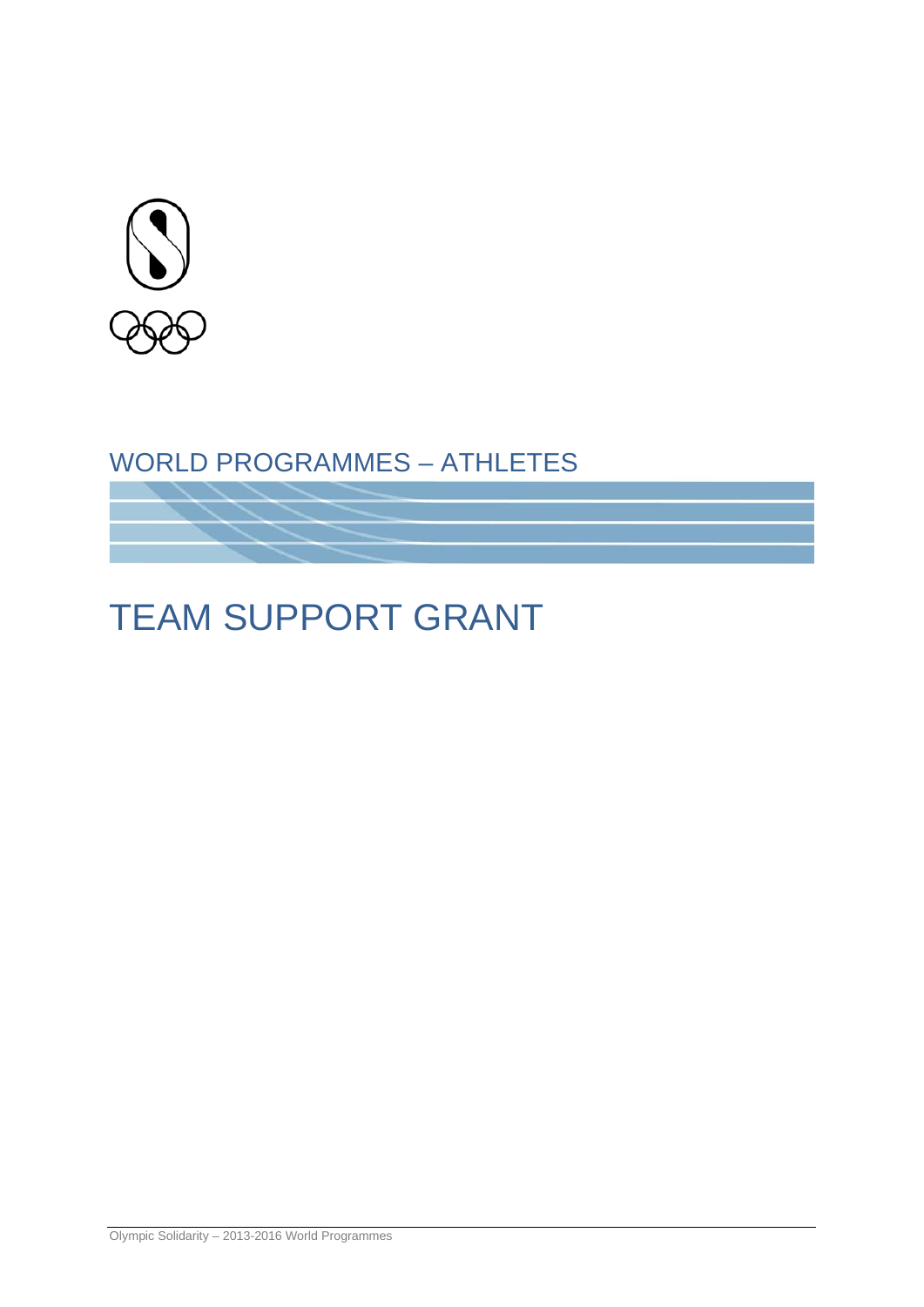WORLD PROGRAMMES – ATHLETES

# TEAM SUPPORT GRANT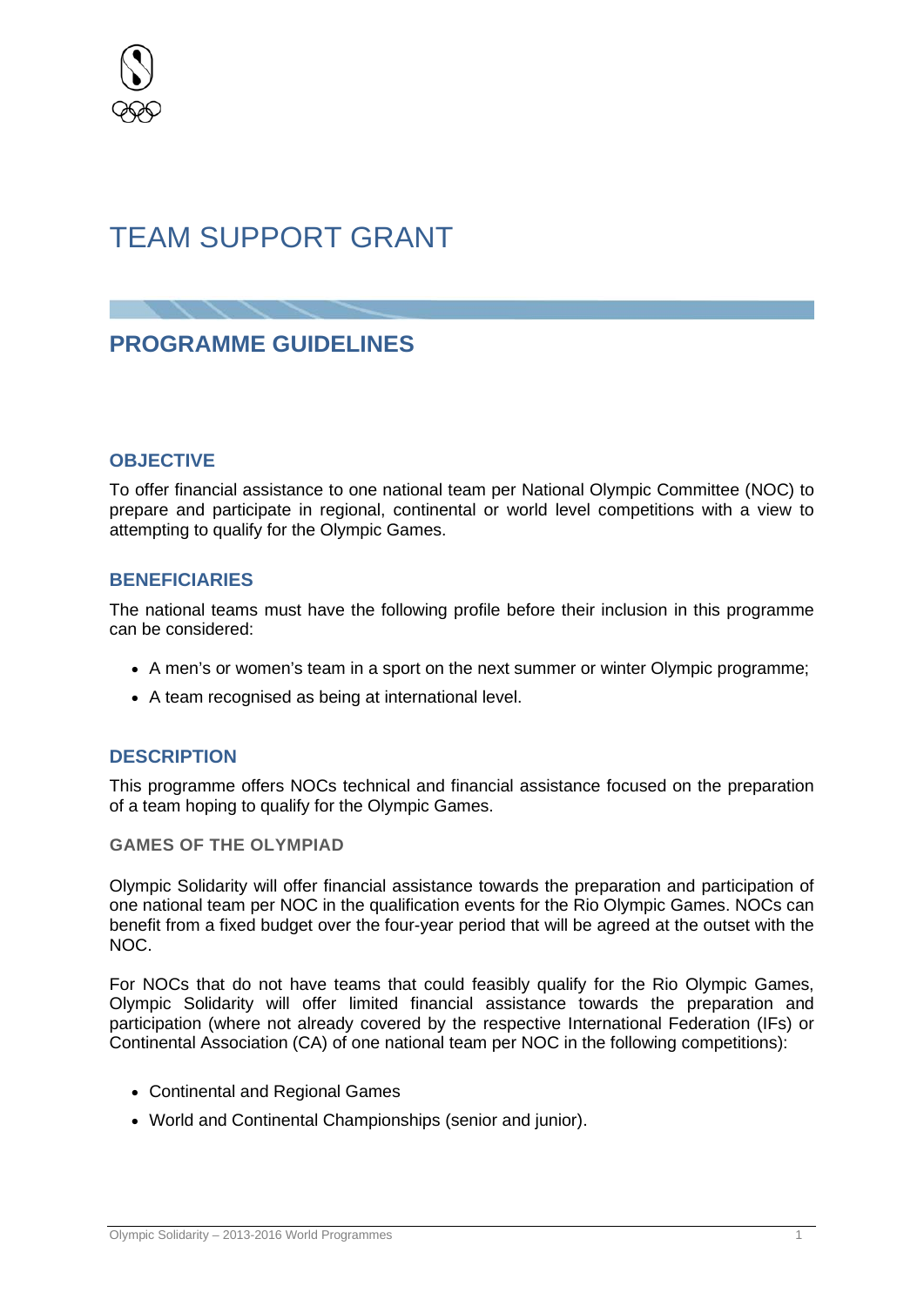# TEAM SUPPORT GRANT

## PROGRAMME GUIDELINES

### OBJECTIVE

To offer financial assistance to one national team per National Olympic Committee (NOC) to prepare and participate in regional, continental or world level competitions with a view to attempting to qualify for the Olympic Games.

### BENEFICIARIES

The national teams must have the following profile before their inclusion in this programme can be considered:

- A men's or women's team in a sport on the next summer or winter Olympic programme;
- A team recognised as being at international level.

### DESCRIPTION

This programme offers NOCs technical and financial assistance focused on the preparation of a team hoping to qualify for the Olympic Games.

#### GAMES OF THE OLYMPIAD

Olympic Solidarity will offer financial assistance towards the preparation and participation of one national team per NOC in the qualification events for the Rio Olympic Games. NOCs can benefit from a fixed budget over the four-year period that will be agreed at the outset with the NOC.

For NOCs that do not have teams that could feasibly qualify for the Rio Olympic Games, Olympic Solidarity will offer limited financial assistance towards the preparation and participation (where not already covered by the respective International Federation (IFs) or Continental Association (CA) of one national team per NOC in the following competitions):

- Continental and Regional Games
- World and Continental Championships (senior and junior).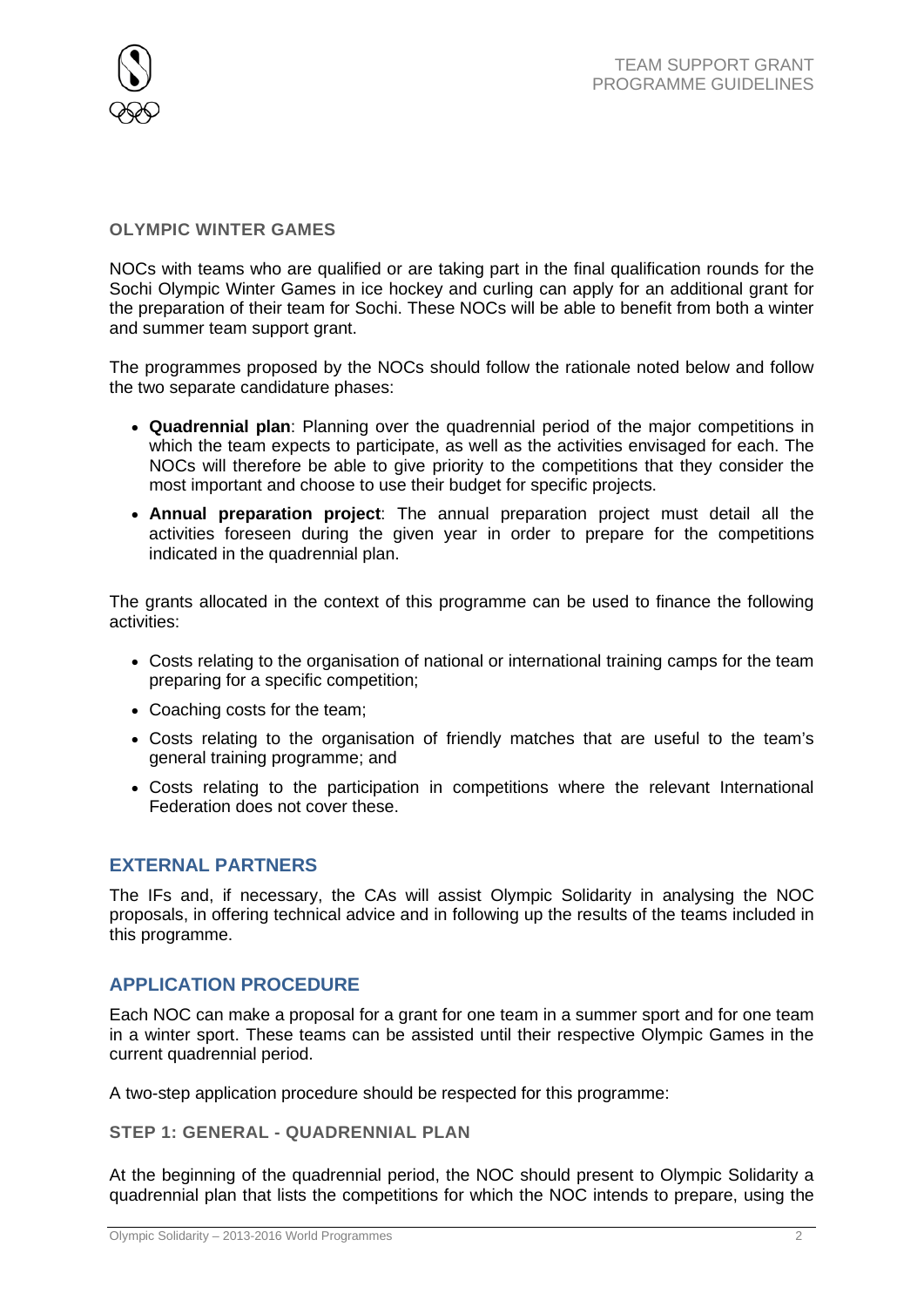#### OLYMPIC WINTER GAMES

NOCs with teams who are qualified or are taking part in the final qualification rounds for the Sochi Olympic Winter Games in ice hockey and curling can apply for an additional grant for the preparation of their team for Sochi. These NOCs will be able to benefit from both a winter and summer team support grant.

The programmes proposed by the NOCs should follow the rationale noted below and follow the two separate candidature phases:

- **Quadrennial plan**: Planning over the quadrennial period of the major competitions in which the team expects to participate, as well as the activities envisaged for each. The NOCs will therefore be able to give priority to the competitions that they consider the most important and choose to use their budget for specific projects.
- **Annual preparation project**: The annual preparation project must detail all the activities foreseen during the given year in order to prepare for the competitions indicated in the quadrennial plan.

The grants allocated in the context of this programme can be used to finance the following activities:

- Costs relating to the organisation of national or international training camps for the team preparing for a specific competition;
- Coaching costs for the team;
- Costs relating to the organisation of friendly matches that are useful to the team's general training programme; and
- Costs relating to the participation in competitions where the relevant International Federation does not cover these.

## EXTERNAL PARTNERS

The IFs and, if necessary, the CAs will assist Olympic Solidarity in analysing the NOC proposals, in offering technical advice and in following up the results of the teams included in this programme.

## APPLICATION PROCEDURE

Each NOC can make a proposal for a grant for one team in a summer sport and for one team in a winter sport. These teams can be assisted until their respective Olympic Games in the current quadrennial period.

A two-step application procedure should be respected for this programme:

#### STEP 1: GENERAL - QUADRENNIAL PLAN

At the beginning of the quadrennial period, the NOC should present to Olympic Solidarity a quadrennial plan that lists the competitions for which the NOC intends to prepare, using the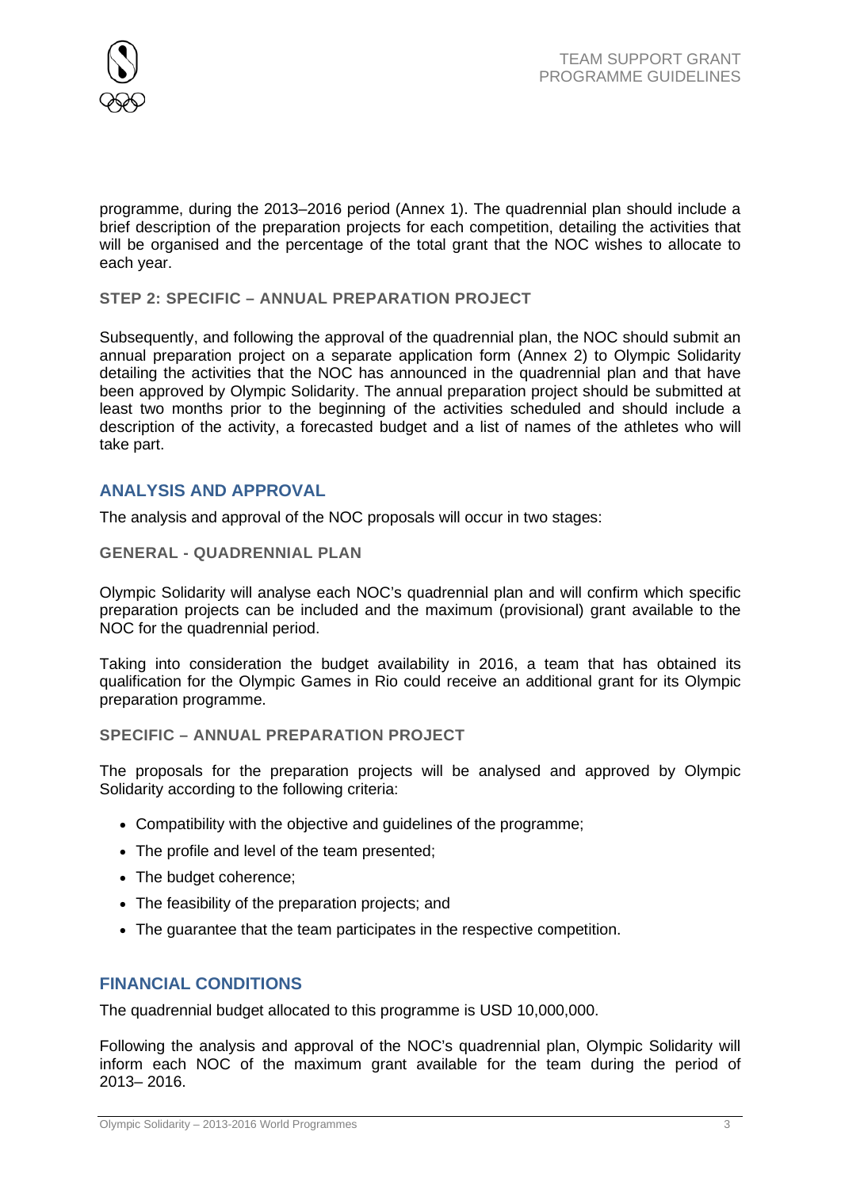programme, during the 2013–2016 period (Annex 1). The quadrennial plan should include a brief description of the preparation projects for each competition, detailing the activities that will be organised and the percentage of the total grant that the NOC wishes to allocate to each year.

### STEP 2: SPECIFIC – ANNUAL PREPARATION PROJECT

Subsequently, and following the approval of the quadrennial plan, the NOC should submit an annual preparation project on a separate application form (Annex 2) to Olympic Solidarity detailing the activities that the NOC has announced in the quadrennial plan and that have been approved by Olympic Solidarity. The annual preparation project should be submitted at least two months prior to the beginning of the activities scheduled and should include a description of the activity, a forecasted budget and a list of names of the athletes who will take part.

## ANALYSIS AND APPROVAL

The analysis and approval of the NOC proposals will occur in two stages:

### GENERAL - QUADRENNIAL PLAN

Olympic Solidarity will analyse each NOC's quadrennial plan and will confirm which specific preparation projects can be included and the maximum (provisional) grant available to the NOC for the quadrennial period.

Taking into consideration the budget availability in 2016, a team that has obtained its qualification for the Olympic Games in Rio could receive an additional grant for its Olympic preparation programme.

### SPECIFIC – ANNUAL PREPARATION PROJECT

The proposals for the preparation projects will be analysed and approved by Olympic Solidarity according to the following criteria:

- Compatibility with the objective and guidelines of the programme;
- The profile and level of the team presented;
- The budget coherence;
- The feasibility of the preparation projects; and
- The guarantee that the team participates in the respective competition.

## FINANCIAL CONDITIONS

The quadrennial budget allocated to this programme is USD 10,000,000.

Following the analysis and approval of the NOC's quadrennial plan, Olympic Solidarity will inform each NOC of the maximum grant available for the team during the period of 2013– 2016.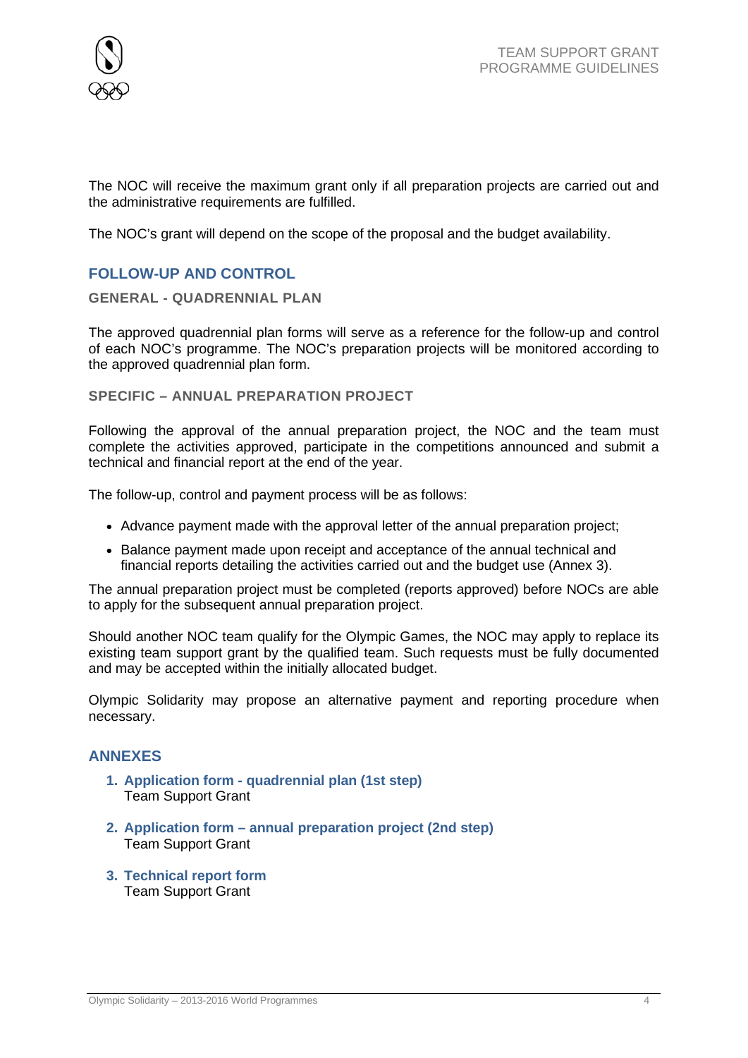The NOC will receive the maximum grant only if all preparation projects are carried out and the administrative requirements are fulfilled.

The NOC's grant will depend on the scope of the proposal and the budget availability.

## FOLLOW-UP AND CONTROL

### GENERAL - QUADRENNIAL PLAN

The approved quadrennial plan forms will serve as a reference for the follow-up and control of each NOC's programme. The NOC's preparation projects will be monitored according to the approved quadrennial plan form.

### SPECIFIC – ANNUAL PREPARATION PROJECT

Following the approval of the annual preparation project, the NOC and the team must complete the activities approved, participate in the competitions announced and submit a technical and financial report at the end of the year.

The follow-up, control and payment process will be as follows:

- Advance payment made with the approval letter of the annual preparation project;
- Balance payment made upon receipt and acceptance of the annual technical and financial reports detailing the activities carried out and the budget use (Annex 3).

The annual preparation project must be completed (reports approved) before NOCs are able to apply for the subsequent annual preparation project.

Should another NOC team qualify for the Olympic Games, the NOC may apply to replace its existing team support grant by the qualified team. Such requests must be fully documented and may be accepted within the initially allocated budget.

Olympic Solidarity may propose an alternative payment and reporting procedure when necessary.

## ANNEXES

1. **Application form - quadrennial plan (1st step)**
   Team Support Grant
2. **Application form – annual preparation project (2nd step)**
   Team Support Grant
3. **Technical report form**
   Team Support Grant